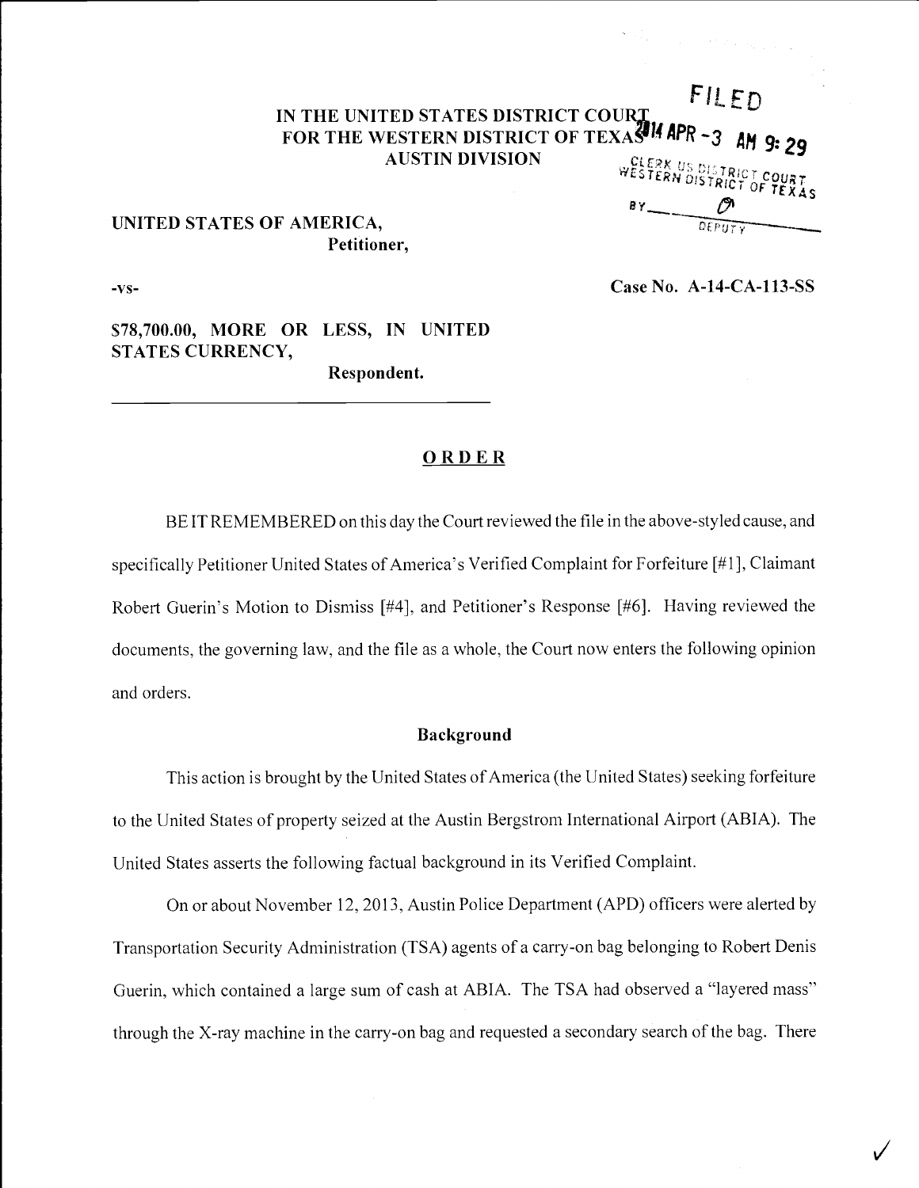FILED

2014 APR -3 AM 9:29

CLERK US DISTRICT COURT WESTERN DISTRICT OF TEXAS

BY ______ DEPUTY

**IN THE UNITED STATES DISTRICT COURT**
**FOR THE WESTERN DISTRICT OF TEXAS**
**AUSTIN DIVISION**

**UNITED STATES OF AMERICA,**
**Petitioner,**

**-vs-** **Case No. A-14-CA-113-SS**

**$78,700.00, MORE OR LESS, IN UNITED STATES CURRENCY,**
**Respondent.**

## ORDER

BE IT REMEMBERED on this day the Court reviewed the file in the above-styled cause, and specifically Petitioner United States of America's Verified Complaint for Forfeiture [#1], Claimant Robert Guerin's Motion to Dismiss [#4], and Petitioner's Response [#6]. Having reviewed the documents, the governing law, and the file as a whole, the Court now enters the following opinion and orders.

### Background

This action is brought by the United States of America (the United States) seeking forfeiture to the United States of property seized at the Austin Bergstrom International Airport (ABIA). The United States asserts the following factual background in its Verified Complaint.

On or about November 12, 2013, Austin Police Department (APD) officers were alerted by Transportation Security Administration (TSA) agents of a carry-on bag belonging to Robert Denis Guerin, which contained a large sum of cash at ABIA. The TSA had observed a "layered mass" through the X-ray machine in the carry-on bag and requested a secondary search of the bag. There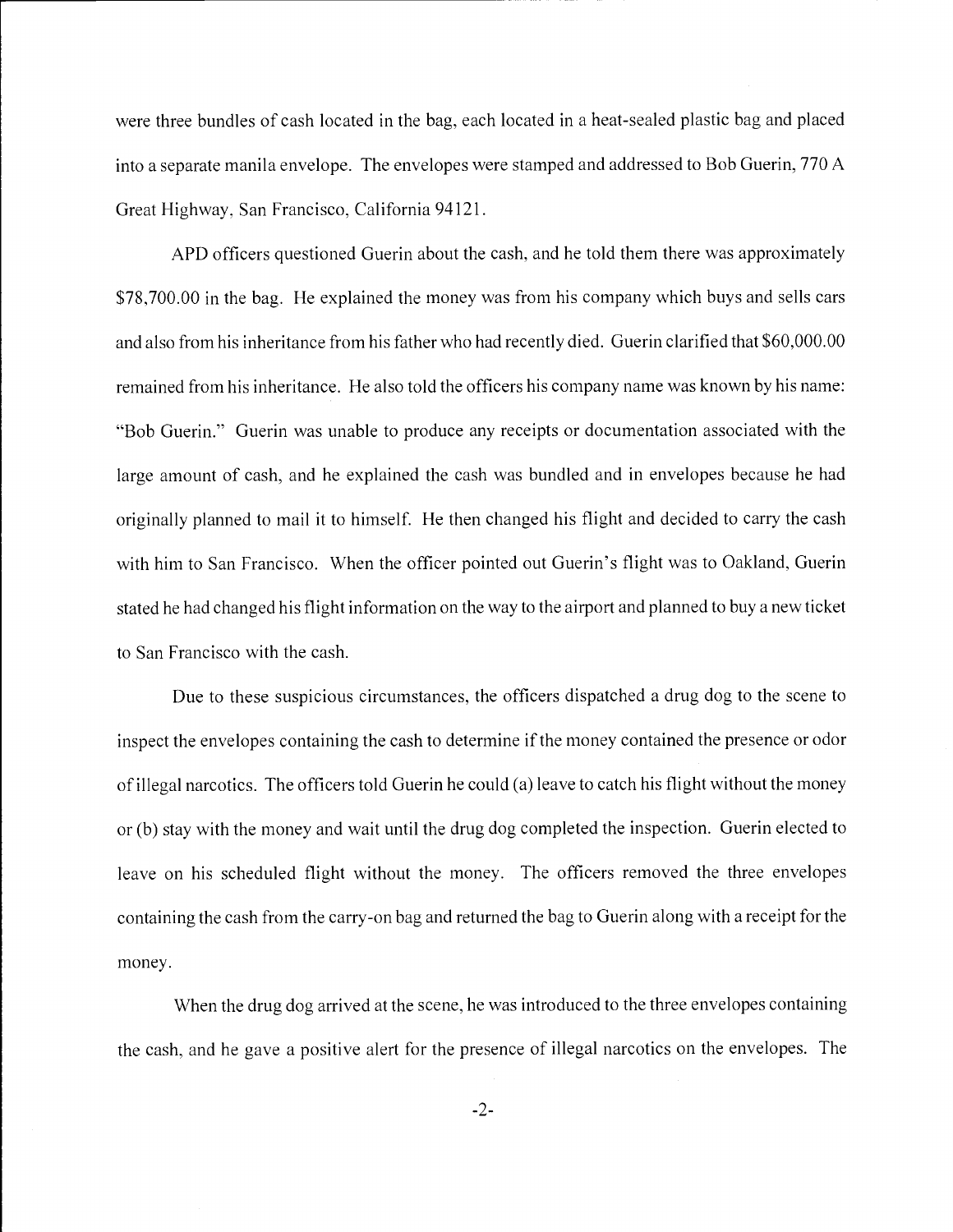were three bundles of cash located in the bag, each located in a heat-sealed plastic bag and placed into a separate manila envelope. The envelopes were stamped and addressed to Bob Guerin, 770 A Great Highway, San Francisco, California 94121.

APD officers questioned Guerin about the cash, and he told them there was approximately $78,700.00 in the bag. He explained the money was from his company which buys and sells cars and also from his inheritance from his father who had recently died. Guerin clarified that $60,000.00 remained from his inheritance. He also told the officers his company name was known by his name: "Bob Guerin." Guerin was unable to produce any receipts or documentation associated with the large amount of cash, and he explained the cash was bundled and in envelopes because he had originally planned to mail it to himself. He then changed his flight and decided to carry the cash with him to San Francisco. When the officer pointed out Guerin's flight was to Oakland, Guerin stated he had changed his flight information on the way to the airport and planned to buy a new ticket to San Francisco with the cash.

Due to these suspicious circumstances, the officers dispatched a drug dog to the scene to inspect the envelopes containing the cash to determine if the money contained the presence or odor of illegal narcotics. The officers told Guerin he could (a) leave to catch his flight without the money or (b) stay with the money and wait until the drug dog completed the inspection. Guerin elected to leave on his scheduled flight without the money. The officers removed the three envelopes containing the cash from the carry-on bag and returned the bag to Guerin along with a receipt for the money.

When the drug dog arrived at the scene, he was introduced to the three envelopes containing the cash, and he gave a positive alert for the presence of illegal narcotics on the envelopes. The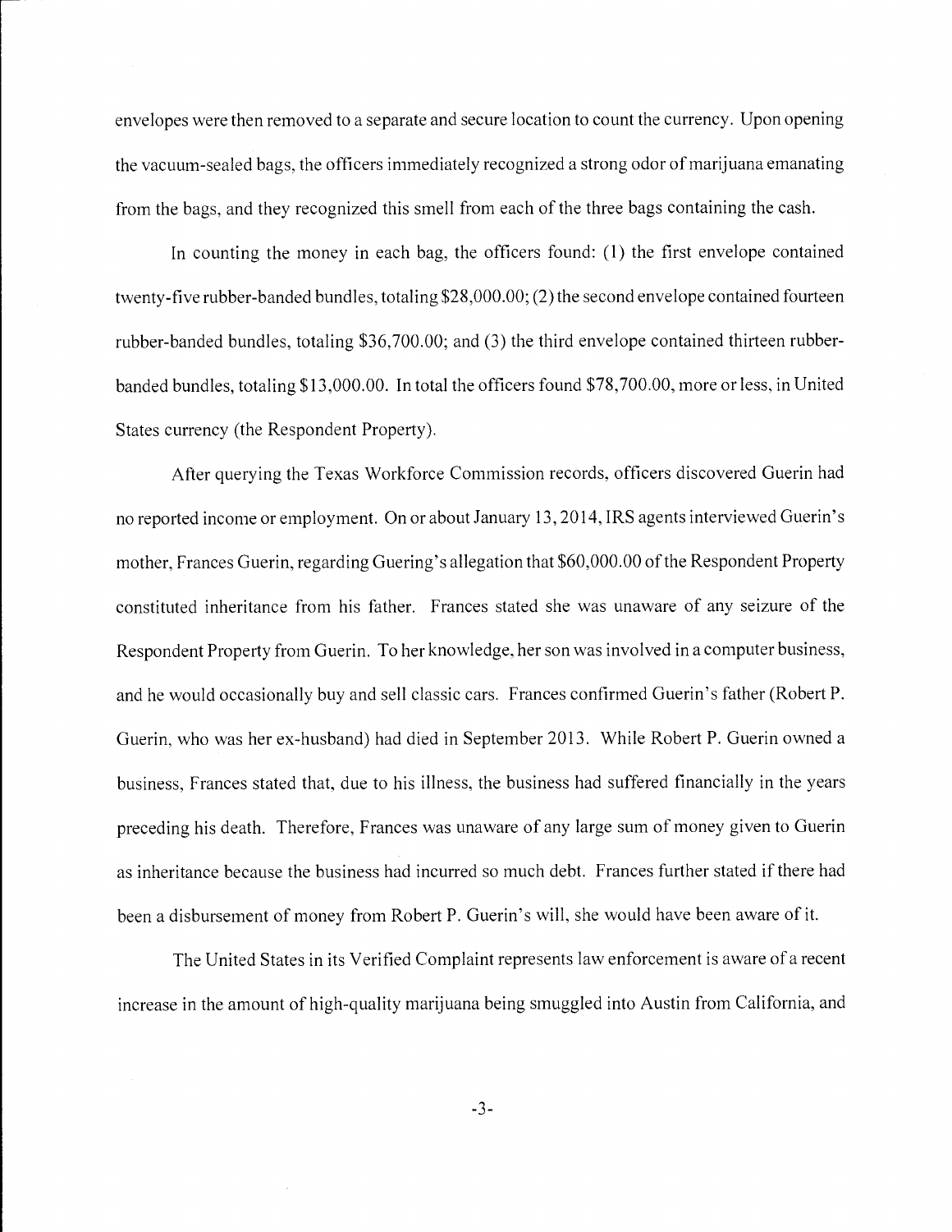envelopes were then removed to a separate and secure location to count the currency. Upon opening the vacuum-sealed bags, the officers immediately recognized a strong odor of marijuana emanating from the bags, and they recognized this smell from each of the three bags containing the cash.

In counting the money in each bag, the officers found: (1) the first envelope contained twenty-five rubber-banded bundles, totaling $28,000.00; (2) the second envelope contained fourteen rubber-banded bundles, totaling $36,700.00; and (3) the third envelope contained thirteen rubber-banded bundles, totaling $13,000.00. In total the officers found $78,700.00, more or less, in United States currency (the Respondent Property).

After querying the Texas Workforce Commission records, officers discovered Guerin had no reported income or employment. On or about January 13, 2014, IRS agents interviewed Guerin's mother, Frances Guerin, regarding Guering's allegation that $60,000.00 of the Respondent Property constituted inheritance from his father. Frances stated she was unaware of any seizure of the Respondent Property from Guerin. To her knowledge, her son was involved in a computer business, and he would occasionally buy and sell classic cars. Frances confirmed Guerin's father (Robert P. Guerin, who was her ex-husband) had died in September 2013. While Robert P. Guerin owned a business, Frances stated that, due to his illness, the business had suffered financially in the years preceding his death. Therefore, Frances was unaware of any large sum of money given to Guerin as inheritance because the business had incurred so much debt. Frances further stated if there had been a disbursement of money from Robert P. Guerin's will, she would have been aware of it.

The United States in its Verified Complaint represents law enforcement is aware of a recent increase in the amount of high-quality marijuana being smuggled into Austin from California, and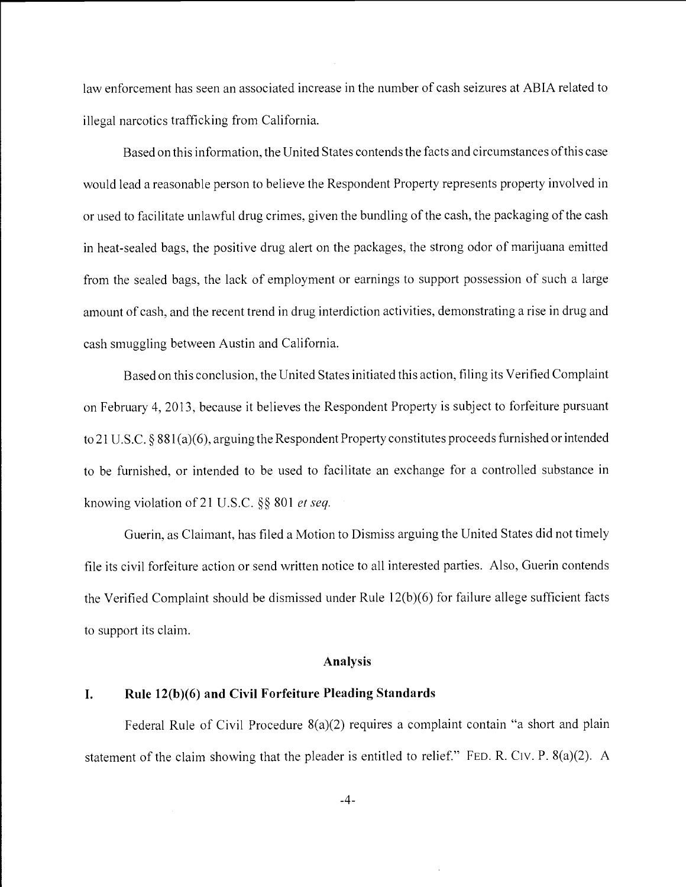law enforcement has seen an associated increase in the number of cash seizures at ABIA related to illegal narcotics trafficking from California.

Based on this information, the United States contends the facts and circumstances of this case would lead a reasonable person to believe the Respondent Property represents property involved in or used to facilitate unlawful drug crimes, given the bundling of the cash, the packaging of the cash in heat-sealed bags, the positive drug alert on the packages, the strong odor of marijuana emitted from the sealed bags, the lack of employment or earnings to support possession of such a large amount of cash, and the recent trend in drug interdiction activities, demonstrating a rise in drug and cash smuggling between Austin and California.

Based on this conclusion, the United States initiated this action, filing its Verified Complaint on February 4, 2013, because it believes the Respondent Property is subject to forfeiture pursuant to 21 U.S.C. § 881(a)(6), arguing the Respondent Property constitutes proceeds furnished or intended to be furnished, or intended to be used to facilitate an exchange for a controlled substance in knowing violation of 21 U.S.C. §§ 801 *et seq.*

Guerin, as Claimant, has filed a Motion to Dismiss arguing the United States did not timely file its civil forfeiture action or send written notice to all interested parties. Also, Guerin contends the Verified Complaint should be dismissed under Rule 12(b)(6) for failure allege sufficient facts to support its claim.

## Analysis

### I. Rule 12(b)(6) and Civil Forfeiture Pleading Standards

Federal Rule of Civil Procedure 8(a)(2) requires a complaint contain "a short and plain statement of the claim showing that the pleader is entitled to relief." FED. R. CIV. P. 8(a)(2). A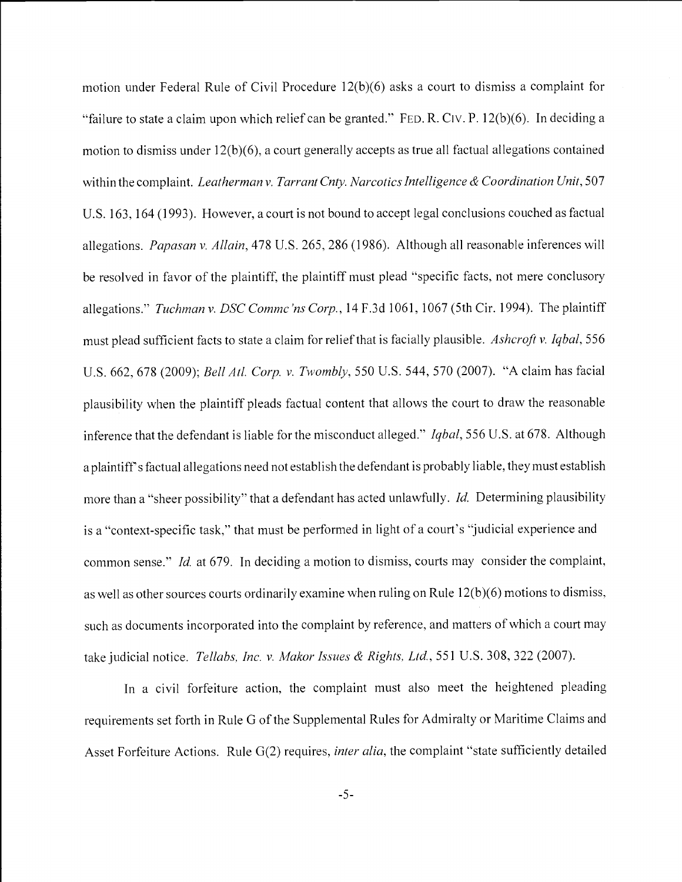motion under Federal Rule of Civil Procedure 12(b)(6) asks a court to dismiss a complaint for "failure to state a claim upon which relief can be granted." FED. R. CIV. P. 12(b)(6). In deciding a motion to dismiss under 12(b)(6), a court generally accepts as true all factual allegations contained within the complaint. *Leatherman v. Tarrant Cnty. Narcotics Intelligence & Coordination Unit*, 507 U.S. 163, 164 (1993). However, a court is not bound to accept legal conclusions couched as factual allegations. *Papasan v. Allain*, 478 U.S. 265, 286 (1986). Although all reasonable inferences will be resolved in favor of the plaintiff, the plaintiff must plead "specific facts, not mere conclusory allegations." *Tuchman v. DSC Commc'ns Corp.*, 14 F.3d 1061, 1067 (5th Cir. 1994). The plaintiff must plead sufficient facts to state a claim for relief that is facially plausible. *Ashcroft v. Iqbal*, 556 U.S. 662, 678 (2009); *Bell Atl. Corp. v. Twombly*, 550 U.S. 544, 570 (2007). "A claim has facial plausibility when the plaintiff pleads factual content that allows the court to draw the reasonable inference that the defendant is liable for the misconduct alleged." *Iqbal*, 556 U.S. at 678. Although a plaintiff's factual allegations need not establish the defendant is probably liable, they must establish more than a "sheer possibility" that a defendant has acted unlawfully. *Id.* Determining plausibility is a "context-specific task," that must be performed in light of a court's "judicial experience and common sense." *Id.* at 679. In deciding a motion to dismiss, courts may consider the complaint, as well as other sources courts ordinarily examine when ruling on Rule 12(b)(6) motions to dismiss, such as documents incorporated into the complaint by reference, and matters of which a court may take judicial notice. *Tellabs, Inc. v. Makor Issues & Rights, Ltd.*, 551 U.S. 308, 322 (2007).

In a civil forfeiture action, the complaint must also meet the heightened pleading requirements set forth in Rule G of the Supplemental Rules for Admiralty or Maritime Claims and Asset Forfeiture Actions. Rule G(2) requires, *inter alia*, the complaint "state sufficiently detailed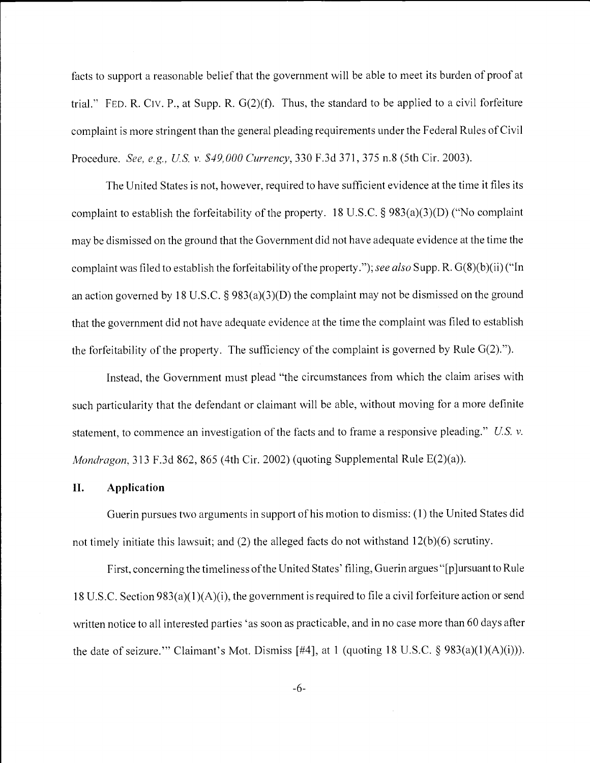facts to support a reasonable belief that the government will be able to meet its burden of proof at trial." FED. R. CIV. P., at Supp. R. G(2)(f). Thus, the standard to be applied to a civil forfeiture complaint is more stringent than the general pleading requirements under the Federal Rules of Civil Procedure. *See, e.g., U.S. v. $49,000 Currency*, 330 F.3d 371, 375 n.8 (5th Cir. 2003).

The United States is not, however, required to have sufficient evidence at the time it files its complaint to establish the forfeitability of the property. 18 U.S.C. § 983(a)(3)(D) ("No complaint may be dismissed on the ground that the Government did not have adequate evidence at the time the complaint was filed to establish the forfeitability of the property."); *see also* Supp. R. G(8)(b)(ii) ("In an action governed by 18 U.S.C. § 983(a)(3)(D) the complaint may not be dismissed on the ground that the government did not have adequate evidence at the time the complaint was filed to establish the forfeitability of the property. The sufficiency of the complaint is governed by Rule G(2).").

Instead, the Government must plead "the circumstances from which the claim arises with such particularity that the defendant or claimant will be able, without moving for a more definite statement, to commence an investigation of the facts and to frame a responsive pleading." *U.S. v. Mondragon*, 313 F.3d 862, 865 (4th Cir. 2002) (quoting Supplemental Rule E(2)(a)).

## II. Application

Guerin pursues two arguments in support of his motion to dismiss: (1) the United States did not timely initiate this lawsuit; and (2) the alleged facts do not withstand 12(b)(6) scrutiny.

First, concerning the timeliness of the United States' filing, Guerin argues "[p]ursuant to Rule 18 U.S.C. Section 983(a)(1)(A)(i), the government is required to file a civil forfeiture action or send written notice to all interested parties 'as soon as practicable, and in no case more than 60 days after the date of seizure.'" Claimant's Mot. Dismiss [#4], at 1 (quoting 18 U.S.C. § 983(a)(1)(A)(i)).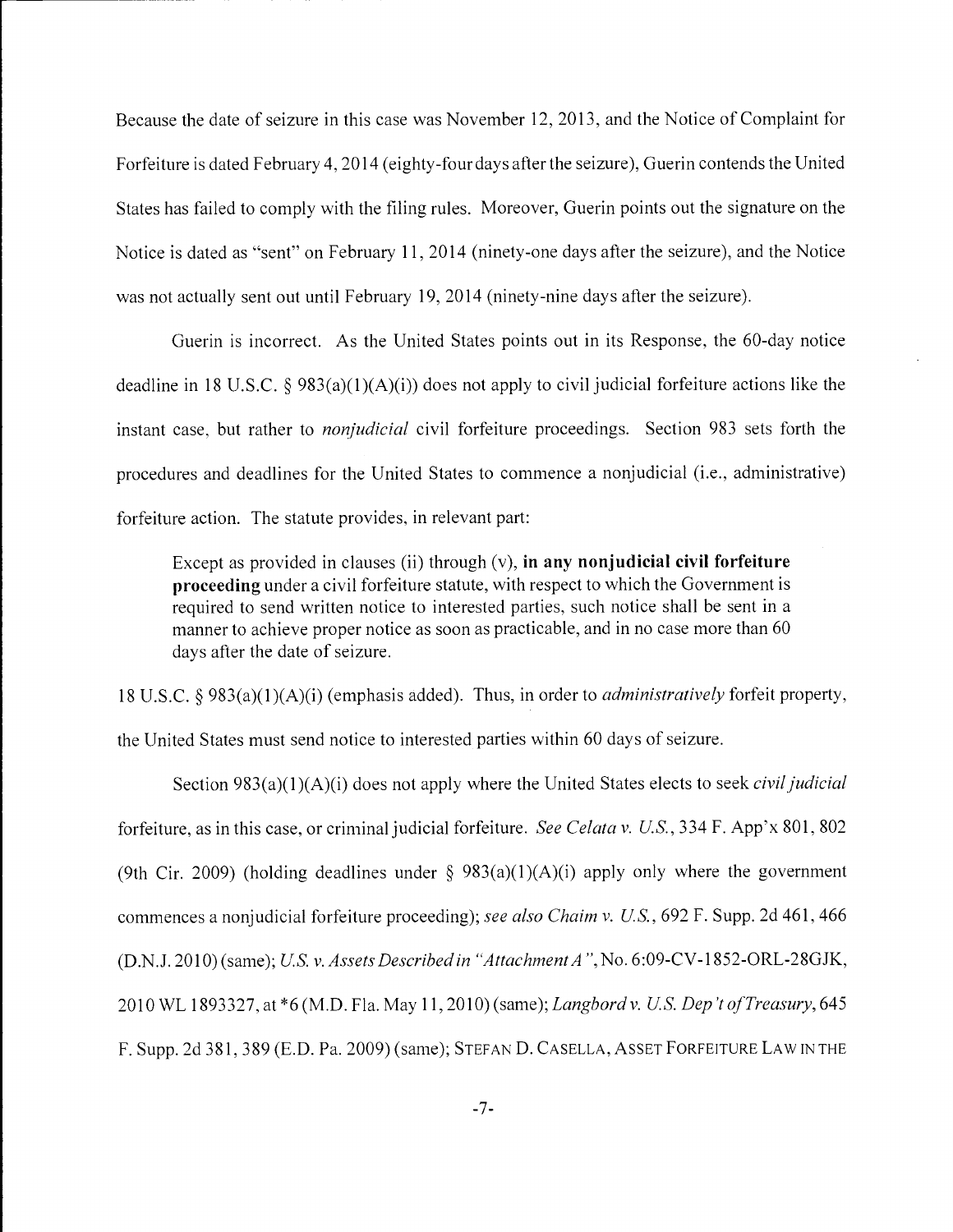Because the date of seizure in this case was November 12, 2013, and the Notice of Complaint for Forfeiture is dated February 4, 2014 (eighty-four days after the seizure), Guerin contends the United States has failed to comply with the filing rules. Moreover, Guerin points out the signature on the Notice is dated as "sent" on February 11, 2014 (ninety-one days after the seizure), and the Notice was not actually sent out until February 19, 2014 (ninety-nine days after the seizure).

Guerin is incorrect. As the United States points out in its Response, the 60-day notice deadline in 18 U.S.C. § 983(a)(1)(A)(i)) does not apply to civil judicial forfeiture actions like the instant case, but rather to *nonjudicial* civil forfeiture proceedings. Section 983 sets forth the procedures and deadlines for the United States to commence a nonjudicial (i.e., administrative) forfeiture action. The statute provides, in relevant part:

> Except as provided in clauses (ii) through (v), **in any nonjudicial civil forfeiture proceeding** under a civil forfeiture statute, with respect to which the Government is required to send written notice to interested parties, such notice shall be sent in a manner to achieve proper notice as soon as practicable, and in no case more than 60 days after the date of seizure.

18 U.S.C. § 983(a)(1)(A)(i) (emphasis added). Thus, in order to *administratively* forfeit property, the United States must send notice to interested parties within 60 days of seizure.

Section 983(a)(1)(A)(i) does not apply where the United States elects to seek *civil judicial* forfeiture, as in this case, or criminal judicial forfeiture. *See Celata v. U.S.*, 334 F. App'x 801, 802 (9th Cir. 2009) (holding deadlines under § 983(a)(1)(A)(i) apply only where the government commences a nonjudicial forfeiture proceeding); *see also Chaim v. U.S.*, 692 F. Supp. 2d 461, 466 (D.N.J. 2010) (same); *U.S. v. Assets Described in "Attachment A"*, No. 6:09-CV-1852-ORL-28GJK, 2010 WL 1893327, at *6 (M.D. Fla. May 11, 2010) (same); *Langbord v. U.S. Dep't of Treasury*, 645 F. Supp. 2d 381, 389 (E.D. Pa. 2009) (same); STEFAN D. CASELLA, ASSET FORFEITURE LAW IN THE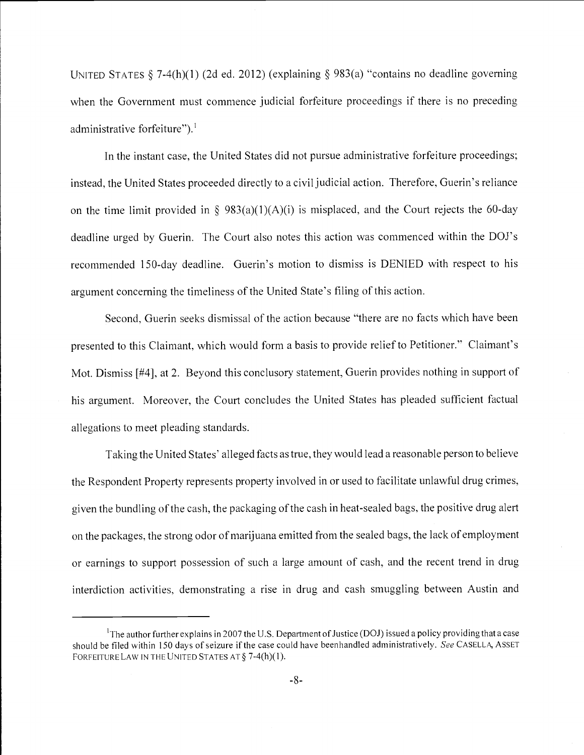UNITED STATES § 7-4(h)(1) (2d ed. 2012) (explaining § 983(a) "contains no deadline governing when the Government must commence judicial forfeiture proceedings if there is no preceding administrative forfeiture").[1]

In the instant case, the United States did not pursue administrative forfeiture proceedings; instead, the United States proceeded directly to a civil judicial action. Therefore, Guerin's reliance on the time limit provided in § 983(a)(1)(A)(i) is misplaced, and the Court rejects the 60-day deadline urged by Guerin. The Court also notes this action was commenced within the DOJ's recommended 150-day deadline. Guerin's motion to dismiss is DENIED with respect to his argument concerning the timeliness of the United State's filing of this action.

Second, Guerin seeks dismissal of the action because "there are no facts which have been presented to this Claimant, which would form a basis to provide relief to Petitioner." Claimant's Mot. Dismiss [#4], at 2. Beyond this conclusory statement, Guerin provides nothing in support of his argument. Moreover, the Court concludes the United States has pleaded sufficient factual allegations to meet pleading standards.

Taking the United States' alleged facts as true, they would lead a reasonable person to believe the Respondent Property represents property involved in or used to facilitate unlawful drug crimes, given the bundling of the cash, the packaging of the cash in heat-sealed bags, the positive drug alert on the packages, the strong odor of marijuana emitted from the sealed bags, the lack of employment or earnings to support possession of such a large amount of cash, and the recent trend in drug interdiction activities, demonstrating a rise in drug and cash smuggling between Austin and

---

[1] The author further explains in 2007 the U.S. Department of Justice (DOJ) issued a policy providing that a case should be filed within 150 days of seizure if the case could have beenhandled administratively. *See* CASELLA, ASSET FORFEITURE LAW IN THE UNITED STATES AT § 7-4(h)(1).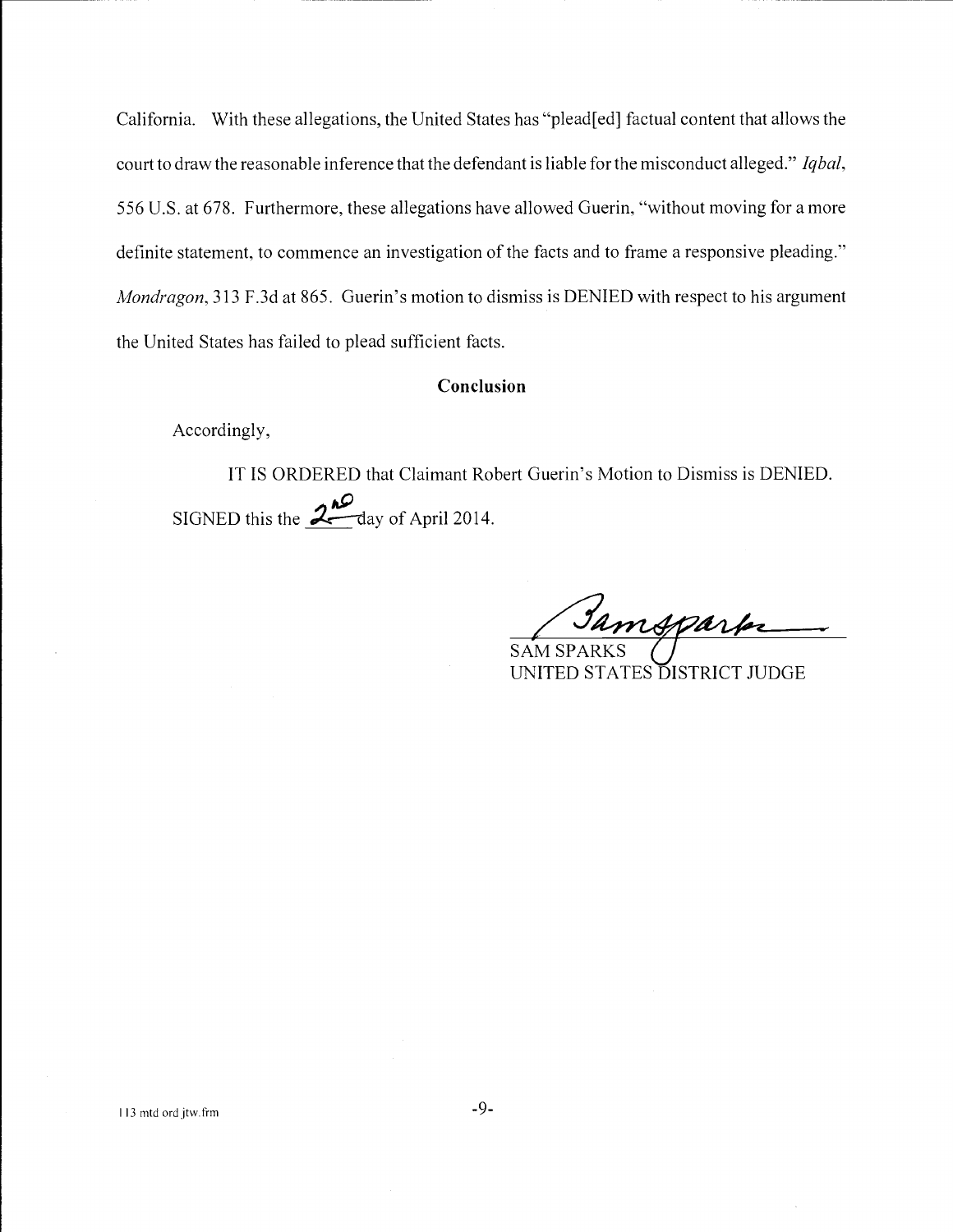California. With these allegations, the United States has "plead[ed] factual content that allows the court to draw the reasonable inference that the defendant is liable for the misconduct alleged." *Iqbal*, 556 U.S. at 678. Furthermore, these allegations have allowed Guerin, "without moving for a more definite statement, to commence an investigation of the facts and to frame a responsive pleading." *Mondragon*, 313 F.3d at 865. Guerin's motion to dismiss is DENIED with respect to his argument the United States has failed to plead sufficient facts.

### Conclusion

Accordingly,

IT IS ORDERED that Claimant Robert Guerin's Motion to Dismiss is DENIED.

SIGNED this the 2nd day of April 2014.

SAM SPARKS
UNITED STATES DISTRICT JUDGE

113 mtd ord jtw.frm